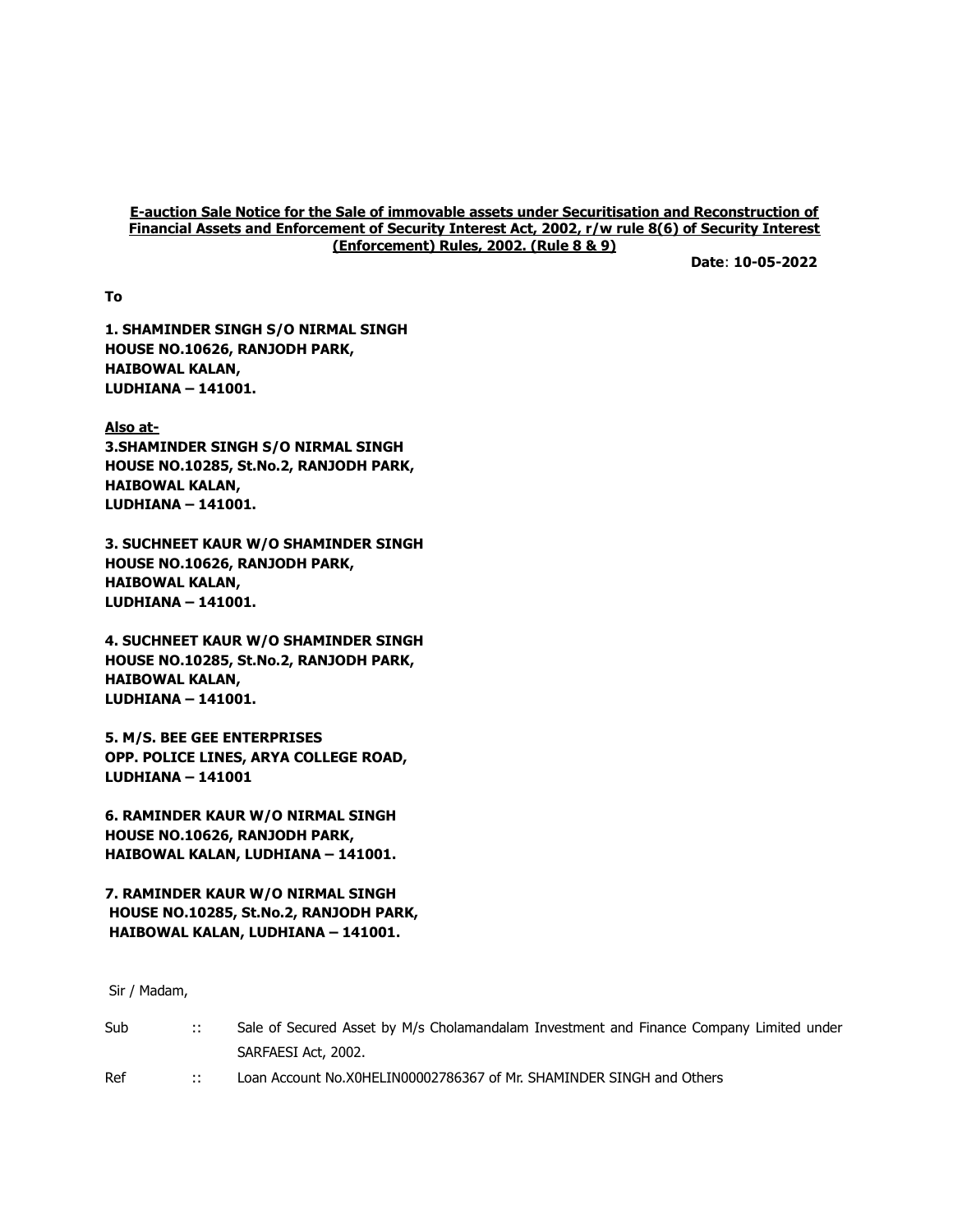**E-auction Sale Notice for the Sale of immovable assets under Securitisation and Reconstruction of Financial Assets and Enforcement of Security Interest Act, 2002, r/w rule 8(6) of Security Interest (Enforcement) Rules, 2002. (Rule 8 & 9)**

**Date**: **10-05-2022**

**To**

**1. SHAMINDER SINGH S/O NIRMAL SINGH**
**HOUSE NO.10626, RANJODH PARK,**
**HAIBOWAL KALAN,**
**LUDHIANA – 141001.**

**Also at-**
**3.SHAMINDER SINGH S/O NIRMAL SINGH**
**HOUSE NO.10285, St.No.2, RANJODH PARK,**
**HAIBOWAL KALAN,**
**LUDHIANA – 141001.**

**3. SUCHNEET KAUR W/O SHAMINDER SINGH**
**HOUSE NO.10626, RANJODH PARK,**
**HAIBOWAL KALAN,**
**LUDHIANA – 141001.**

**4. SUCHNEET KAUR W/O SHAMINDER SINGH**
**HOUSE NO.10285, St.No.2, RANJODH PARK,**
**HAIBOWAL KALAN,**
**LUDHIANA – 141001.**

**5. M/S. BEE GEE ENTERPRISES**
**OPP. POLICE LINES, ARYA COLLEGE ROAD,**
**LUDHIANA – 141001**

**6. RAMINDER KAUR W/O NIRMAL SINGH**
**HOUSE NO.10626, RANJODH PARK,**
**HAIBOWAL KALAN, LUDHIANA – 141001.**

**7. RAMINDER KAUR W/O NIRMAL SINGH**
**HOUSE NO.10285, St.No.2, RANJODH PARK,**
**HAIBOWAL KALAN, LUDHIANA – 141001.**

Sir / Madam,

Sub :: Sale of Secured Asset by M/s Cholamandalam Investment and Finance Company Limited under SARFAESI Act, 2002.

Ref :: Loan Account No.X0HELIN00002786367 of Mr. SHAMINDER SINGH and Others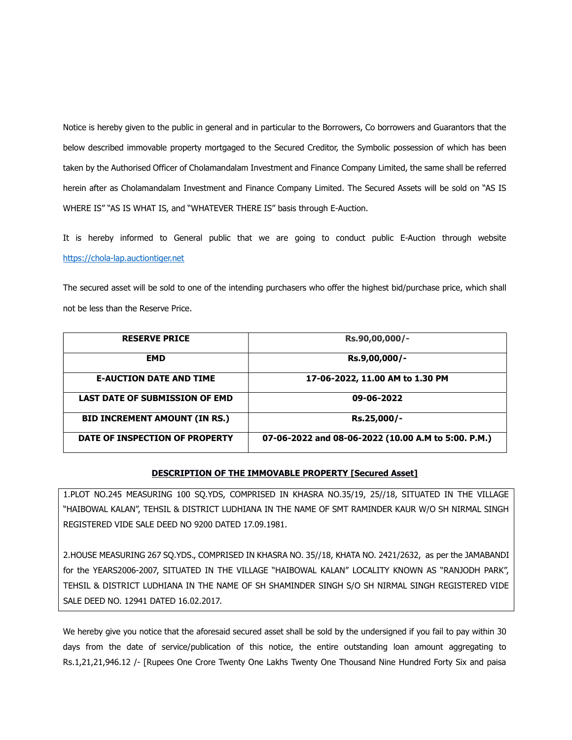Notice is hereby given to the public in general and in particular to the Borrowers, Co borrowers and Guarantors that the below described immovable property mortgaged to the Secured Creditor, the Symbolic possession of which has been taken by the Authorised Officer of Cholamandalam Investment and Finance Company Limited, the same shall be referred herein after as Cholamandalam Investment and Finance Company Limited. The Secured Assets will be sold on "AS IS WHERE IS" "AS IS WHAT IS, and "WHATEVER THERE IS" basis through E-Auction.

It is hereby informed to General public that we are going to conduct public E-Auction through website https://chola-lap.auctiontiger.net

The secured asset will be sold to one of the intending purchasers who offer the highest bid/purchase price, which shall not be less than the Reserve Price.

| **RESERVE PRICE** | **Rs.90,00,000/-** |
|---|---|
| **EMD** | **Rs.9,00,000/-** |
| **E-AUCTION DATE AND TIME** | **17-06-2022, 11.00 AM to 1.30 PM** |
| **LAST DATE OF SUBMISSION OF EMD** | **09-06-2022** |
| **BID INCREMENT AMOUNT (IN RS.)** | **Rs.25,000/-** |
| **DATE OF INSPECTION OF PROPERTY** | **07-06-2022 and 08-06-2022 (10.00 A.M to 5:00. P.M.)** |

**DESCRIPTION OF THE IMMOVABLE PROPERTY [Secured Asset]**

1.PLOT NO.245 MEASURING 100 SQ.YDS, COMPRISED IN KHASRA NO.35/19, 25//18, SITUATED IN THE VILLAGE "HAIBOWAL KALAN", TEHSIL & DISTRICT LUDHIANA IN THE NAME OF SMT RAMINDER KAUR W/O SH NIRMAL SINGH REGISTERED VIDE SALE DEED NO 9200 DATED 17.09.1981.

2.HOUSE MEASURING 267 SQ.YDS., COMPRISED IN KHASRA NO. 35//18, KHATA NO. 2421/2632, as per the JAMABANDI for the YEARS2006-2007, SITUATED IN THE VILLAGE "HAIBOWAL KALAN" LOCALITY KNOWN AS "RANJODH PARK", TEHSIL & DISTRICT LUDHIANA IN THE NAME OF SH SHAMINDER SINGH S/O SH NIRMAL SINGH REGISTERED VIDE SALE DEED NO. 12941 DATED 16.02.2017.

We hereby give you notice that the aforesaid secured asset shall be sold by the undersigned if you fail to pay within 30 days from the date of service/publication of this notice, the entire outstanding loan amount aggregating to Rs.1,21,21,946.12 /- [Rupees One Crore Twenty One Lakhs Twenty One Thousand Nine Hundred Forty Six and paisa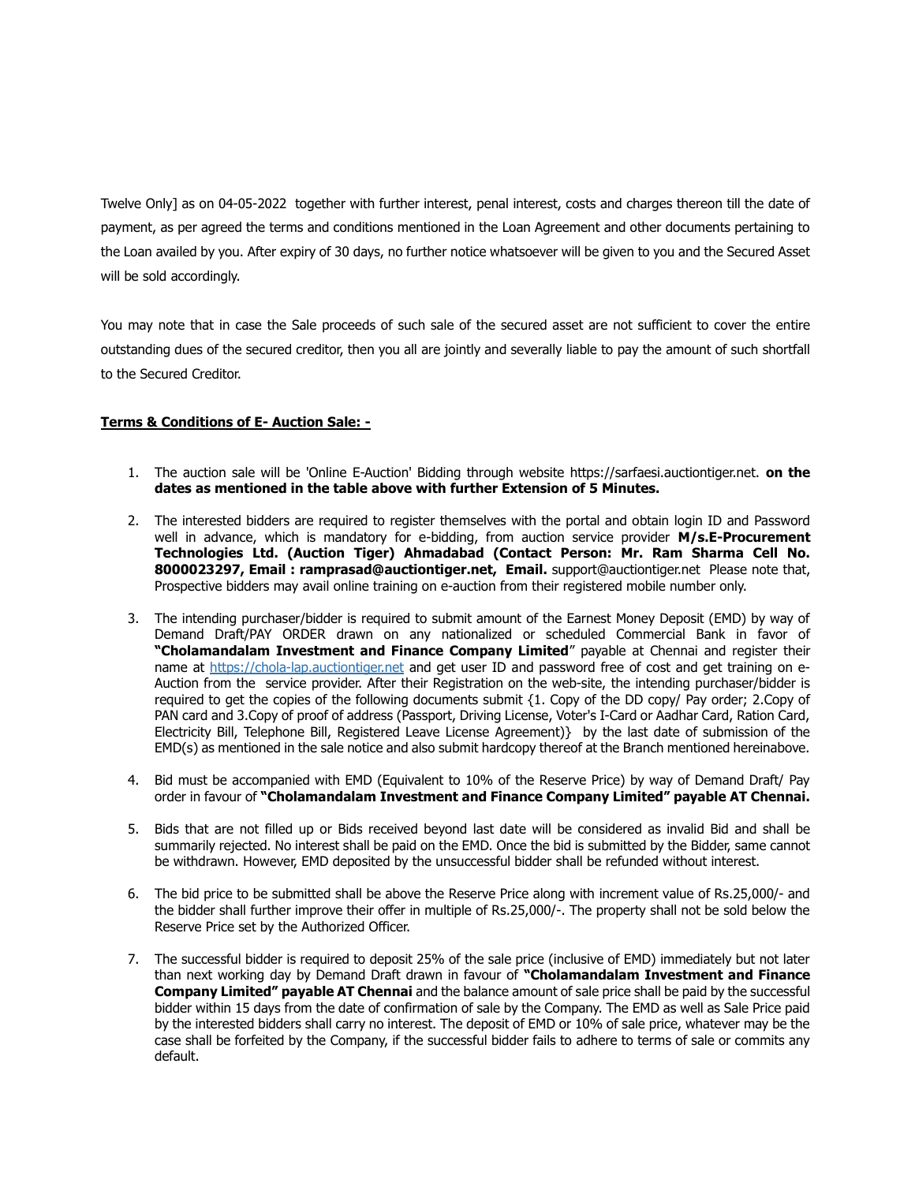Twelve Only] as on 04-05-2022 together with further interest, penal interest, costs and charges thereon till the date of payment, as per agreed the terms and conditions mentioned in the Loan Agreement and other documents pertaining to the Loan availed by you. After expiry of 30 days, no further notice whatsoever will be given to you and the Secured Asset will be sold accordingly.

You may note that in case the Sale proceeds of such sale of the secured asset are not sufficient to cover the entire outstanding dues of the secured creditor, then you all are jointly and severally liable to pay the amount of such shortfall to the Secured Creditor.

**Terms & Conditions of E- Auction Sale: -**

1. The auction sale will be 'Online E-Auction' Bidding through website https://sarfaesi.auctiontiger.net. **on the dates as mentioned in the table above with further Extension of 5 Minutes.**
2. The interested bidders are required to register themselves with the portal and obtain login ID and Password well in advance, which is mandatory for e-bidding, from auction service provider **M/s.E-Procurement Technologies Ltd. (Auction Tiger) Ahmadabad (Contact Person: Mr. Ram Sharma Cell No. 8000023297, Email : ramprasad@auctiontiger.net, Email.** support@auctiontiger.net Please note that, Prospective bidders may avail online training on e-auction from their registered mobile number only.
3. The intending purchaser/bidder is required to submit amount of the Earnest Money Deposit (EMD) by way of Demand Draft/PAY ORDER drawn on any nationalized or scheduled Commercial Bank in favor of **"Cholamandalam Investment and Finance Company Limited**" payable at Chennai and register their name at https://chola-lap.auctiontiger.net and get user ID and password free of cost and get training on e-Auction from the service provider. After their Registration on the web-site, the intending purchaser/bidder is required to get the copies of the following documents submit {1. Copy of the DD copy/ Pay order; 2.Copy of PAN card and 3.Copy of proof of address (Passport, Driving License, Voter's I-Card or Aadhar Card, Ration Card, Electricity Bill, Telephone Bill, Registered Leave License Agreement)} by the last date of submission of the EMD(s) as mentioned in the sale notice and also submit hardcopy thereof at the Branch mentioned hereinabove.
4. Bid must be accompanied with EMD (Equivalent to 10% of the Reserve Price) by way of Demand Draft/ Pay order in favour of **"Cholamandalam Investment and Finance Company Limited" payable AT Chennai.**
5. Bids that are not filled up or Bids received beyond last date will be considered as invalid Bid and shall be summarily rejected. No interest shall be paid on the EMD. Once the bid is submitted by the Bidder, same cannot be withdrawn. However, EMD deposited by the unsuccessful bidder shall be refunded without interest.
6. The bid price to be submitted shall be above the Reserve Price along with increment value of Rs.25,000/- and the bidder shall further improve their offer in multiple of Rs.25,000/-. The property shall not be sold below the Reserve Price set by the Authorized Officer.
7. The successful bidder is required to deposit 25% of the sale price (inclusive of EMD) immediately but not later than next working day by Demand Draft drawn in favour of **"Cholamandalam Investment and Finance Company Limited" payable AT Chennai** and the balance amount of sale price shall be paid by the successful bidder within 15 days from the date of confirmation of sale by the Company. The EMD as well as Sale Price paid by the interested bidders shall carry no interest. The deposit of EMD or 10% of sale price, whatever may be the case shall be forfeited by the Company, if the successful bidder fails to adhere to terms of sale or commits any default.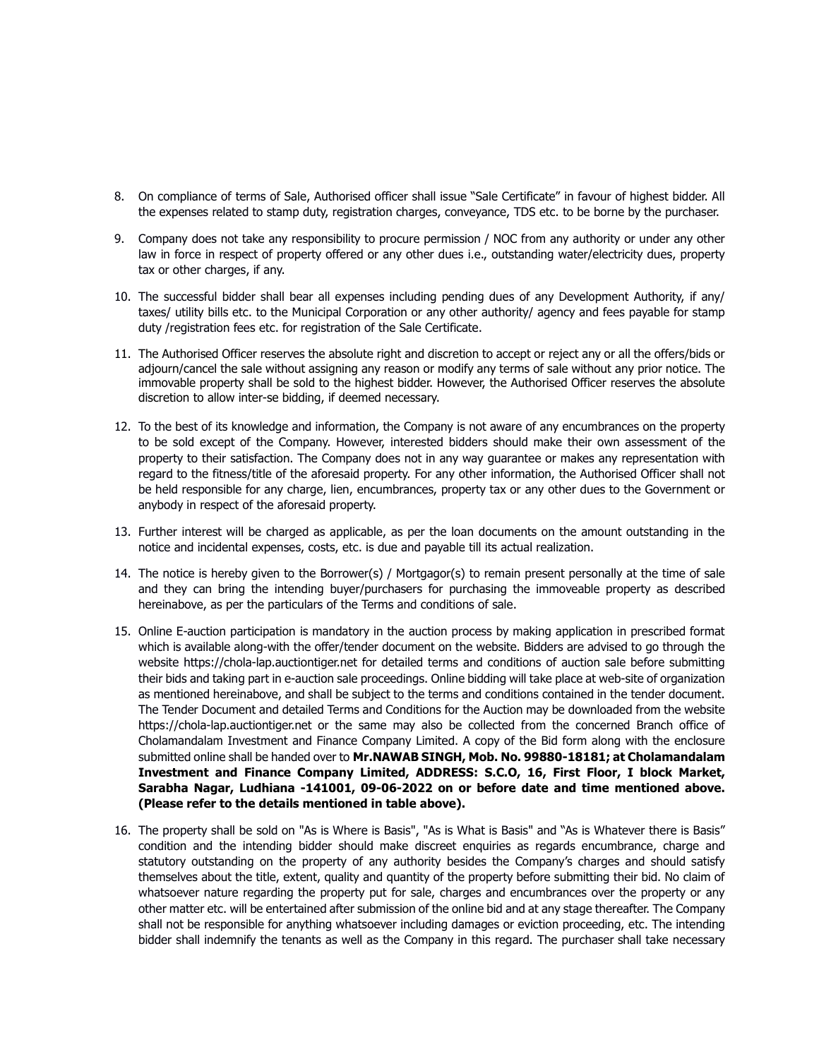8. On compliance of terms of Sale, Authorised officer shall issue "Sale Certificate" in favour of highest bidder. All the expenses related to stamp duty, registration charges, conveyance, TDS etc. to be borne by the purchaser.

9. Company does not take any responsibility to procure permission / NOC from any authority or under any other law in force in respect of property offered or any other dues i.e., outstanding water/electricity dues, property tax or other charges, if any.

10. The successful bidder shall bear all expenses including pending dues of any Development Authority, if any/ taxes/ utility bills etc. to the Municipal Corporation or any other authority/ agency and fees payable for stamp duty /registration fees etc. for registration of the Sale Certificate.

11. The Authorised Officer reserves the absolute right and discretion to accept or reject any or all the offers/bids or adjourn/cancel the sale without assigning any reason or modify any terms of sale without any prior notice. The immovable property shall be sold to the highest bidder. However, the Authorised Officer reserves the absolute discretion to allow inter-se bidding, if deemed necessary.

12. To the best of its knowledge and information, the Company is not aware of any encumbrances on the property to be sold except of the Company. However, interested bidders should make their own assessment of the property to their satisfaction. The Company does not in any way guarantee or makes any representation with regard to the fitness/title of the aforesaid property. For any other information, the Authorised Officer shall not be held responsible for any charge, lien, encumbrances, property tax or any other dues to the Government or anybody in respect of the aforesaid property.

13. Further interest will be charged as applicable, as per the loan documents on the amount outstanding in the notice and incidental expenses, costs, etc. is due and payable till its actual realization.

14. The notice is hereby given to the Borrower(s) / Mortgagor(s) to remain present personally at the time of sale and they can bring the intending buyer/purchasers for purchasing the immoveable property as described hereinabove, as per the particulars of the Terms and conditions of sale.

15. Online E-auction participation is mandatory in the auction process by making application in prescribed format which is available along-with the offer/tender document on the website. Bidders are advised to go through the website https://chola-lap.auctiontiger.net for detailed terms and conditions of auction sale before submitting their bids and taking part in e-auction sale proceedings. Online bidding will take place at web-site of organization as mentioned hereinabove, and shall be subject to the terms and conditions contained in the tender document. The Tender Document and detailed Terms and Conditions for the Auction may be downloaded from the website https://chola-lap.auctiontiger.net or the same may also be collected from the concerned Branch office of Cholamandalam Investment and Finance Company Limited. A copy of the Bid form along with the enclosure submitted online shall be handed over to **Mr.NAWAB SINGH, Mob. No. 99880-18181; at Cholamandalam Investment and Finance Company Limited, ADDRESS: S.C.O, 16, First Floor, I block Market, Sarabha Nagar, Ludhiana -141001, 09-06-2022 on or before date and time mentioned above. (Please refer to the details mentioned in table above).**

16. The property shall be sold on "As is Where is Basis", "As is What is Basis" and "As is Whatever there is Basis" condition and the intending bidder should make discreet enquiries as regards encumbrance, charge and statutory outstanding on the property of any authority besides the Company's charges and should satisfy themselves about the title, extent, quality and quantity of the property before submitting their bid. No claim of whatsoever nature regarding the property put for sale, charges and encumbrances over the property or any other matter etc. will be entertained after submission of the online bid and at any stage thereafter. The Company shall not be responsible for anything whatsoever including damages or eviction proceeding, etc. The intending bidder shall indemnify the tenants as well as the Company in this regard. The purchaser shall take necessary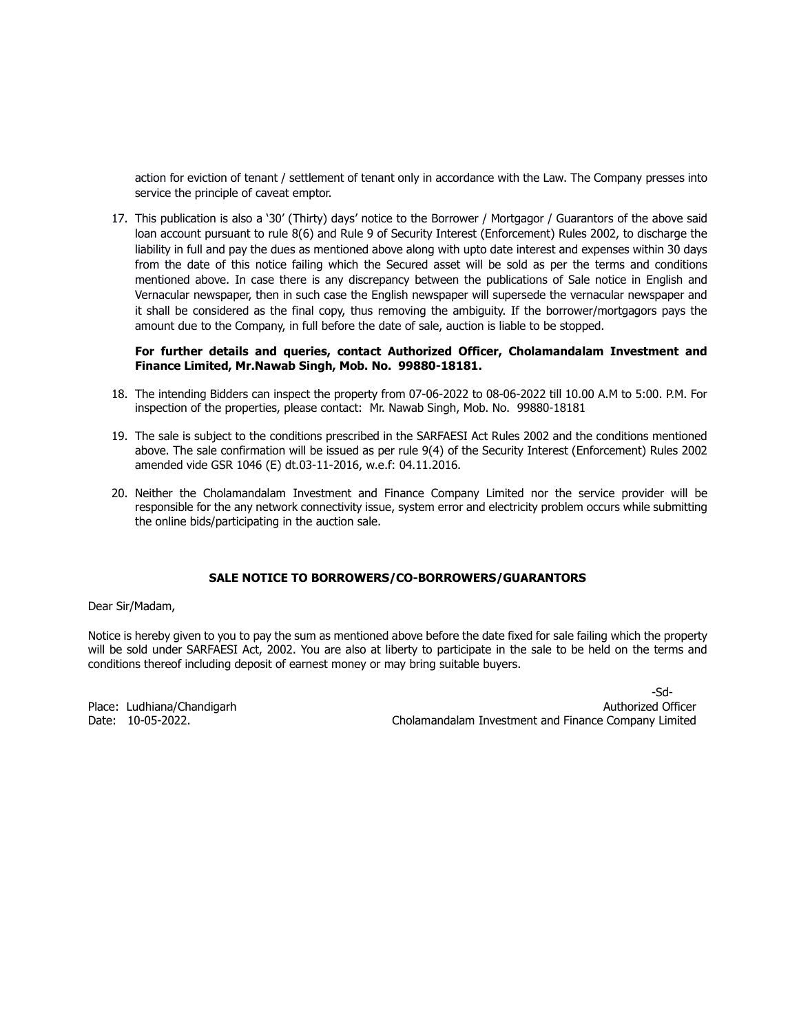action for eviction of tenant / settlement of tenant only in accordance with the Law. The Company presses into service the principle of caveat emptor.

17. This publication is also a '30' (Thirty) days' notice to the Borrower / Mortgagor / Guarantors of the above said loan account pursuant to rule 8(6) and Rule 9 of Security Interest (Enforcement) Rules 2002, to discharge the liability in full and pay the dues as mentioned above along with upto date interest and expenses within 30 days from the date of this notice failing which the Secured asset will be sold as per the terms and conditions mentioned above. In case there is any discrepancy between the publications of Sale notice in English and Vernacular newspaper, then in such case the English newspaper will supersede the vernacular newspaper and it shall be considered as the final copy, thus removing the ambiguity. If the borrower/mortgagors pays the amount due to the Company, in full before the date of sale, auction is liable to be stopped.

    **For further details and queries, contact Authorized Officer, Cholamandalam Investment and Finance Limited, Mr.Nawab Singh, Mob. No. 99880-18181.**

18. The intending Bidders can inspect the property from 07-06-2022 to 08-06-2022 till 10.00 A.M to 5:00. P.M. For inspection of the properties, please contact: Mr. Nawab Singh, Mob. No. 99880-18181

19. The sale is subject to the conditions prescribed in the SARFAESI Act Rules 2002 and the conditions mentioned above. The sale confirmation will be issued as per rule 9(4) of the Security Interest (Enforcement) Rules 2002 amended vide GSR 1046 (E) dt.03-11-2016, w.e.f: 04.11.2016.

20. Neither the Cholamandalam Investment and Finance Company Limited nor the service provider will be responsible for the any network connectivity issue, system error and electricity problem occurs while submitting the online bids/participating in the auction sale.

**SALE NOTICE TO BORROWERS/CO-BORROWERS/GUARANTORS**

Dear Sir/Madam,

Notice is hereby given to you to pay the sum as mentioned above before the date fixed for sale failing which the property will be sold under SARFAESI Act, 2002. You are also at liberty to participate in the sale to be held on the terms and conditions thereof including deposit of earnest money or may bring suitable buyers.

-Sd-

Authorized Officer

Cholamandalam Investment and Finance Company Limited

Place: Ludhiana/Chandigarh

Date: 10-05-2022.